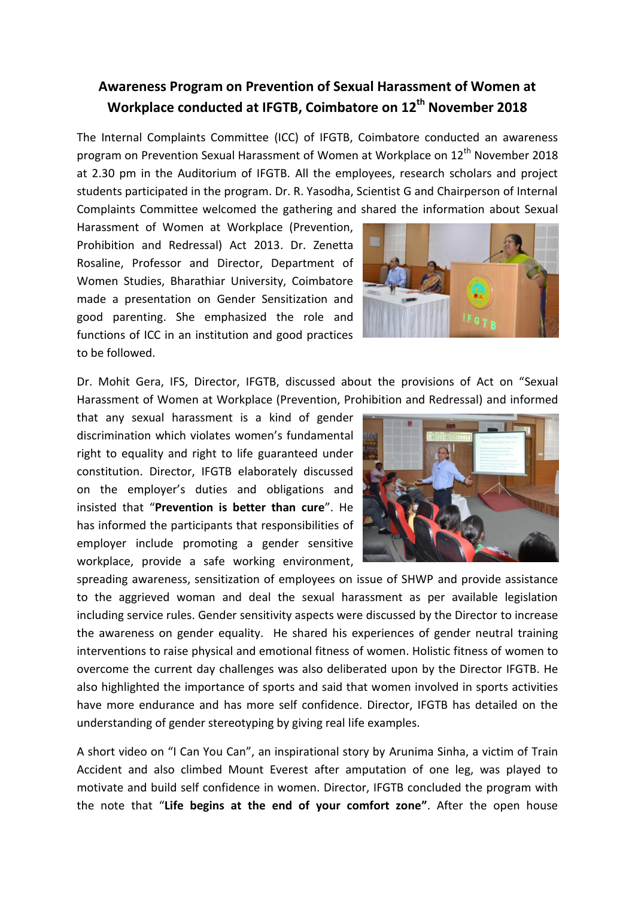# Awareness Program on Prevention of Sexual Harassment of Women at Workplace conducted at IFGTB, Coimbatore on 12th November 2018

The Internal Complaints Committee (ICC) of IFGTB, Coimbatore conducted an awareness program on Prevention Sexual Harassment of Women at Workplace on 12th November 2018 at 2.30 pm in the Auditorium of IFGTB. All the employees, research scholars and project students participated in the program. Dr. R. Yasodha, Scientist G and Chairperson of Internal Complaints Committee welcomed the gathering and shared the information about Sexual Harassment of Women at Workplace (Prevention, Prohibition and Redressal) Act 2013. Dr. Zenetta Rosaline, Professor and Director, Department of Women Studies, Bharathiar University, Coimbatore made a presentation on Gender Sensitization and good parenting. She emphasized the role and functions of ICC in an institution and good practices to be followed.

Dr. Mohit Gera, IFS, Director, IFGTB, discussed about the provisions of Act on "Sexual Harassment of Women at Workplace (Prevention, Prohibition and Redressal) and informed that any sexual harassment is a kind of gender discrimination which violates women's fundamental right to equality and right to life guaranteed under constitution. Director, IFGTB elaborately discussed on the employer's duties and obligations and insisted that "**Prevention is better than cure**". He has informed the participants that responsibilities of employer include promoting a gender sensitive workplace, provide a safe working environment, spreading awareness, sensitization of employees on issue of SHWP and provide assistance to the aggrieved woman and deal the sexual harassment as per available legislation including service rules. Gender sensitivity aspects were discussed by the Director to increase the awareness on gender equality. He shared his experiences of gender neutral training interventions to raise physical and emotional fitness of women. Holistic fitness of women to overcome the current day challenges was also deliberated upon by the Director IFGTB. He also highlighted the importance of sports and said that women involved in sports activities have more endurance and has more self confidence. Director, IFGTB has detailed on the understanding of gender stereotyping by giving real life examples.

A short video on "I Can You Can", an inspirational story by Arunima Sinha, a victim of Train Accident and also climbed Mount Everest after amputation of one leg, was played to motivate and build self confidence in women. Director, IFGTB concluded the program with the note that "**Life begins at the end of your comfort zone"**. After the open house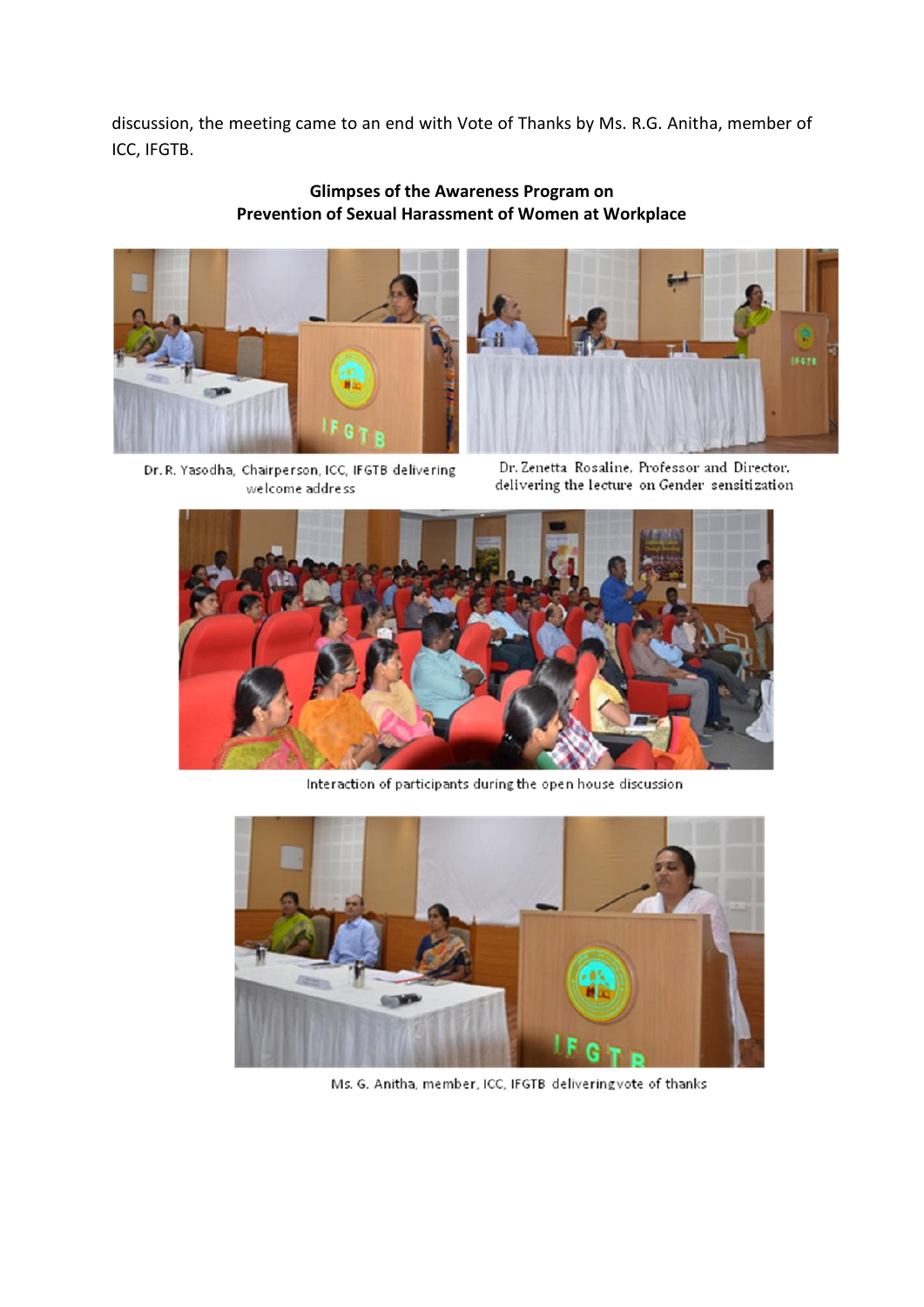discussion, the meeting came to an end with Vote of Thanks by Ms. R.G. Anitha, member of ICC, IFGTB.

**Glimpses of the Awareness Program on Prevention of Sexual Harassment of Women at Workplace**

Dr. R. Yasodha, Chairperson, ICC, IFGTB delivering welcome address

Dr. Zenetta Rosaline, Professor and Director, delivering the lecture on Gender sensitization

Interaction of participants during the open house discussion

Ms. G. Anitha, member, ICC, IFGTB delivering vote of thanks